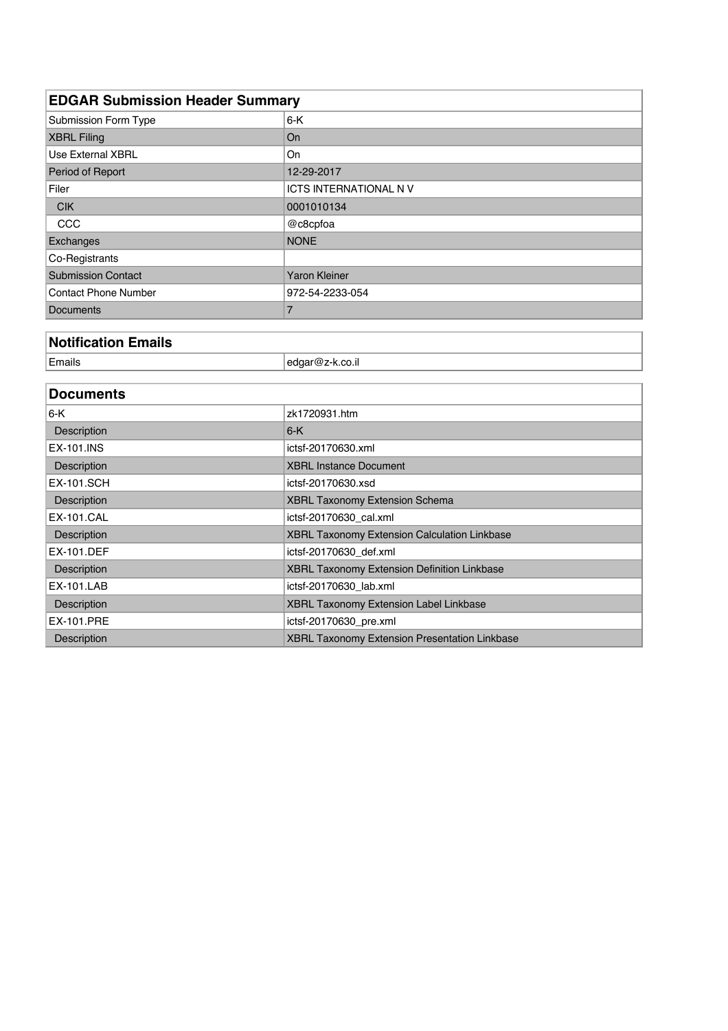## EDGAR Submission Header Summary

| | |
|---|---|
| Submission Form Type | 6-K |
| XBRL Filing | On |
| Use External XBRL | On |
| Period of Report | 12-29-2017 |
| Filer | ICTS INTERNATIONAL N V |
| CIK | 0001010134 |
| CCC | @c8cpfoa |
| Exchanges | NONE |
| Co-Registrants | |
| Submission Contact | Yaron Kleiner |
| Contact Phone Number | 972-54-2233-054 |
| Documents | 7 |

## Notification Emails

| | |
|---|---|
| Emails | edgar@z-k.co.il |

## Documents

| | |
|---|---|
| 6-K | zk1720931.htm |
| Description | 6-K |
| EX-101.INS | ictsf-20170630.xml |
| Description | XBRL Instance Document |
| EX-101.SCH | ictsf-20170630.xsd |
| Description | XBRL Taxonomy Extension Schema |
| EX-101.CAL | ictsf-20170630_cal.xml |
| Description | XBRL Taxonomy Extension Calculation Linkbase |
| EX-101.DEF | ictsf-20170630_def.xml |
| Description | XBRL Taxonomy Extension Definition Linkbase |
| EX-101.LAB | ictsf-20170630_lab.xml |
| Description | XBRL Taxonomy Extension Label Linkbase |
| EX-101.PRE | ictsf-20170630_pre.xml |
| Description | XBRL Taxonomy Extension Presentation Linkbase |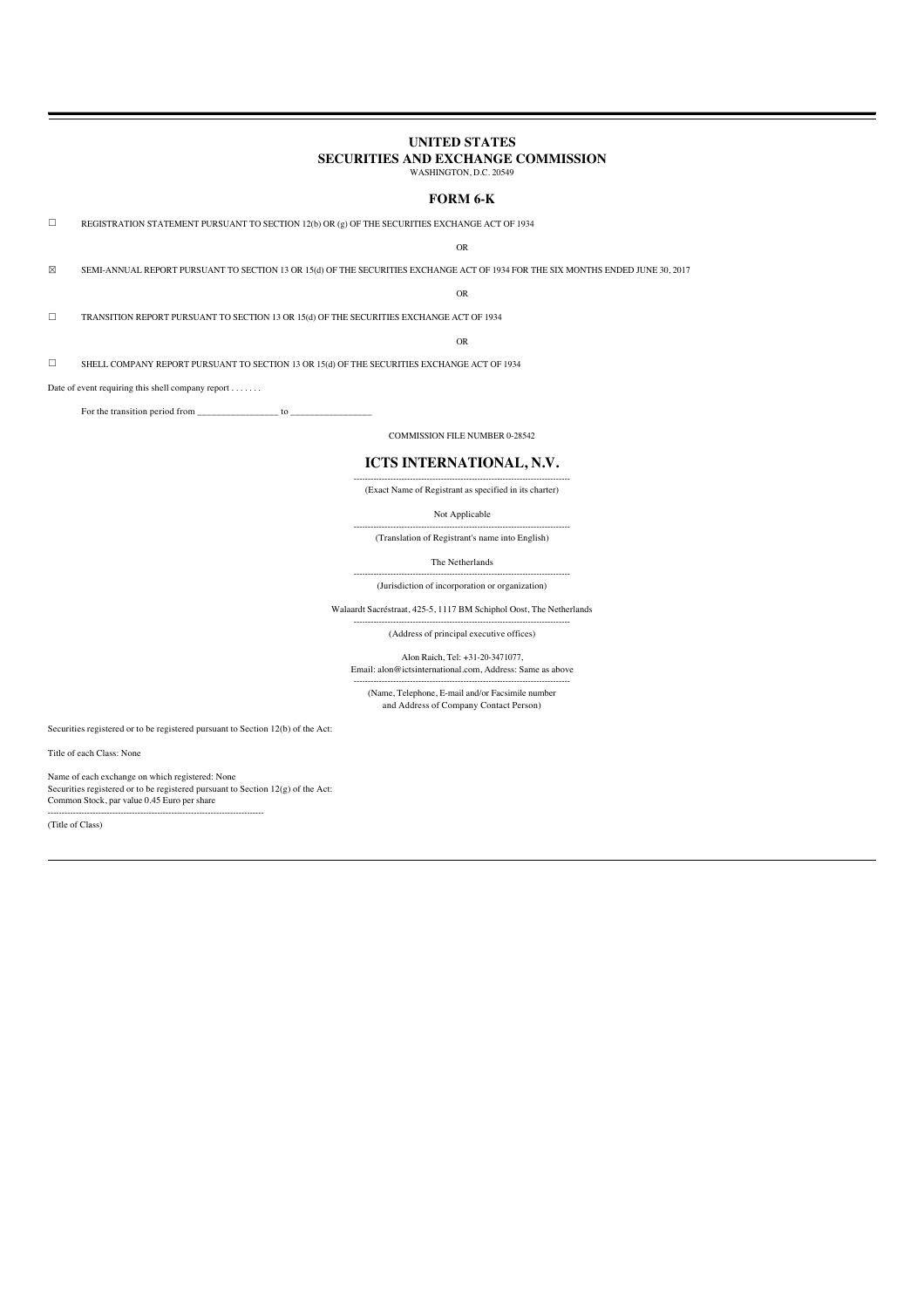# UNITED STATES
# SECURITIES AND EXCHANGE COMMISSION

WASHINGTON, D.C. 20549

## FORM 6-K

☐ REGISTRATION STATEMENT PURSUANT TO SECTION 12(b) OR (g) OF THE SECURITIES EXCHANGE ACT OF 1934

OR

☒ SEMI-ANNUAL REPORT PURSUANT TO SECTION 13 OR 15(d) OF THE SECURITIES EXCHANGE ACT OF 1934 FOR THE SIX MONTHS ENDED JUNE 30, 2017

OR

☐ TRANSITION REPORT PURSUANT TO SECTION 13 OR 15(d) OF THE SECURITIES EXCHANGE ACT OF 1934

OR

☐ SHELL COMPANY REPORT PURSUANT TO SECTION 13 OR 15(d) OF THE SECURITIES EXCHANGE ACT OF 1934

Date of event requiring this shell company report . . . . . . .

For the transition period from _________________ to _________________

COMMISSION FILE NUMBER 0-28542

## ICTS INTERNATIONAL, N.V.

(Exact Name of Registrant as specified in its charter)

Not Applicable

(Translation of Registrant's name into English)

The Netherlands

(Jurisdiction of incorporation or organization)

Walaardt Sacréstraat, 425-5, 1117 BM Schiphol Oost, The Netherlands

(Address of principal executive offices)

Alon Raich, Tel: +31-20-3471077,
Email: alon@ictsinternational.com, Address: Same as above

(Name, Telephone, E-mail and/or Facsimile number
and Address of Company Contact Person)

Securities registered or to be registered pursuant to Section 12(b) of the Act:

Title of each Class: None

Name of each exchange on which registered: None
Securities registered or to be registered pursuant to Section 12(g) of the Act:
Common Stock, par value 0.45 Euro per share

(Title of Class)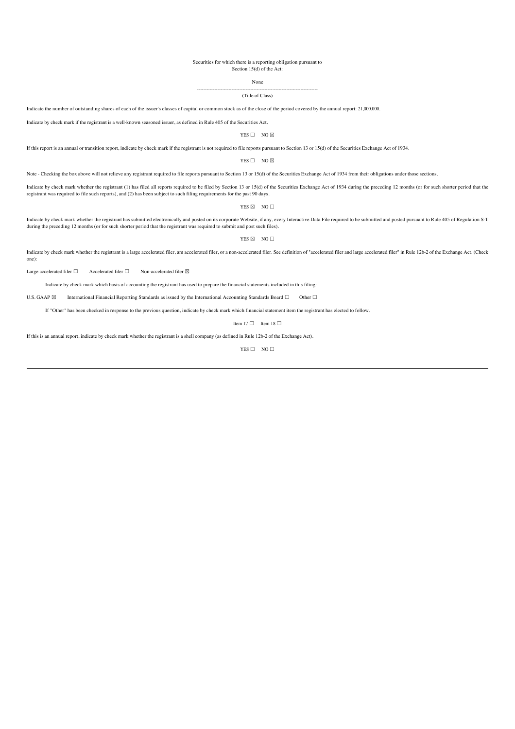Securities for which there is a reporting obligation pursuant to
Section 15(d) of the Act:

None

--------------------------------------------------------------------------------

(Title of Class)

Indicate the number of outstanding shares of each of the issuer's classes of capital or common stock as of the close of the period covered by the annual report: 21,000,000.

Indicate by check mark if the registrant is a well-known seasoned issuer, as defined in Rule 405 of the Securities Act.

YES ☐ NO ☒

If this report is an annual or transition report, indicate by check mark if the registrant is not required to file reports pursuant to Section 13 or 15(d) of the Securities Exchange Act of 1934.

YES ☐ NO ☒

Note - Checking the box above will not relieve any registrant required to file reports pursuant to Section 13 or 15(d) of the Securities Exchange Act of 1934 from their obligations under those sections.

Indicate by check mark whether the registrant (1) has filed all reports required to be filed by Section 13 or 15(d) of the Securities Exchange Act of 1934 during the preceding 12 months (or for such shorter period that the registrant was required to file such reports), and (2) has been subject to such filing requirements for the past 90 days.

YES ☒ NO ☐

Indicate by check mark whether the registrant has submitted electronically and posted on its corporate Website, if any, every Interactive Data File required to be submitted and posted pursuant to Rule 405 of Regulation S-T during the preceding 12 months (or for such shorter period that the registrant was required to submit and post such files).

YES ☒ NO ☐

Indicate by check mark whether the registrant is a large accelerated filer, am accelerated filer, or a non-accelerated filer. See definition of "accelerated filer and large accelerated filer" in Rule 12b-2 of the Exchange Act. (Check one):

Large accelerated filer ☐ Accelerated filer ☐ Non-accelerated filer ☒

Indicate by check mark which basis of accounting the registrant has used to prepare the financial statements included in this filing:

U.S. GAAP ☒ International Financial Reporting Standards as issued by the International Accounting Standards Board ☐ Other ☐

If "Other" has been checked in response to the previous question, indicate by check mark which financial statement item the registrant has elected to follow.

Item 17 ☐ Item 18 ☐

If this is an annual report, indicate by check mark whether the registrant is a shell company (as defined in Rule 12b-2 of the Exchange Act).

YES ☐ NO ☐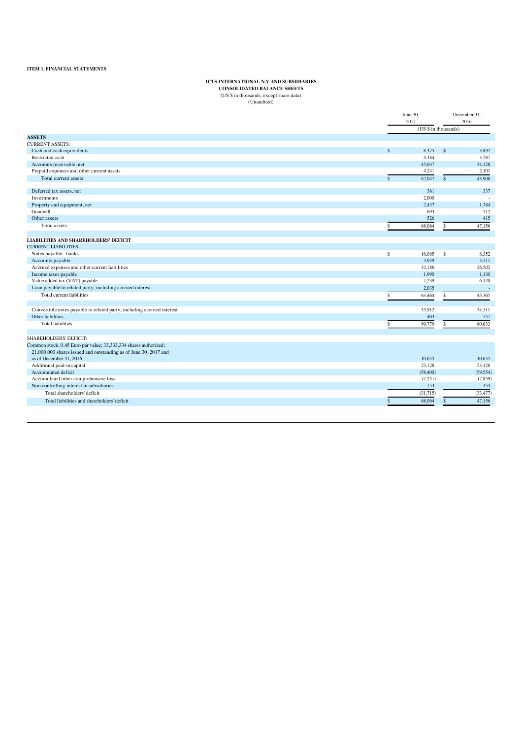**ITEM 1. FINANCIAL STATEMENTS**

**ICTS INTERNATIONAL N.V AND SUBSIDIARIES**
**CONSOLIDATED BALANCE SHEETS**
(US $ in thousands, except share data)
(Unaudited)

| | June 30, 2017 | December 31, 2016 |
|---|---|---|
| | (US $ in thousands) | |
| **ASSETS** | | |
| CURRENT ASSETS: | | |
| Cash and cash equivalents | $ 8,375 | $ 3,892 |
| Restricted cash | 4,384 | 3,787 |
| Accounts receivable, net | 45,047 | 34,128 |
| Prepaid expenses and other current assets | 4,241 | 2,101 |
| Total current assets | $ 62,047 | $ 43,908 |
| | | |
| Deferred tax assets, net | 361 | 337 |
| Investments | 2,000 | - |
| Property and equipment, net | 2,437 | 1,784 |
| Goodwill | 693 | 712 |
| Other assets | 526 | 415 |
| Total assets | $ 68,064 | $ 47,156 |
| | | |
| **LIABILITIES AND SHAREHOLDERS' DEFICIT** | | |
| CURRENT LIABILITIES: | | |
| Notes payable - banks | $ 16,085 | $ 8,352 |
| Accounts payable | 3,929 | 3,211 |
| Accrued expenses and other current liabilities | 32,186 | 26,502 |
| Income taxes payable | 1,990 | 1,130 |
| Value added tax (VAT) payable | 7,239 | 6,170 |
| Loan payable to related party, including accrued interest | 2,035 | - |
| Total current liabilities | $ 63,464 | $ 45,365 |
| | | |
| Convertible notes payable to related party, including accrued interest | 35,912 | 34,511 |
| Other liabilities | 403 | 757 |
| Total liabilities | $ 99,779 | $ 80,633 |
| | | |
| SHAREHOLDERS' DEFICIT: | | |
| Common stock, 0.45 Euro par value; 33,333,334 shares authorized; 21,000,000 shares issued and outstanding as of June 30, 2017 and as of December 31, 2016 | 10,655 | 10,655 |
| Additional paid-in capital | 23,128 | 23,128 |
| Accumulated deficit | (58,400) | (59,554) |
| Accumulated other comprehensive loss | (7,251) | (7,859) |
| Non controlling interest in subsidiaries | 153 | 153 |
| Total shareholders' deficit | (31,715) | (33,477) |
| Total liabilities and shareholders' deficit | $ 68,064 | $ 47,156 |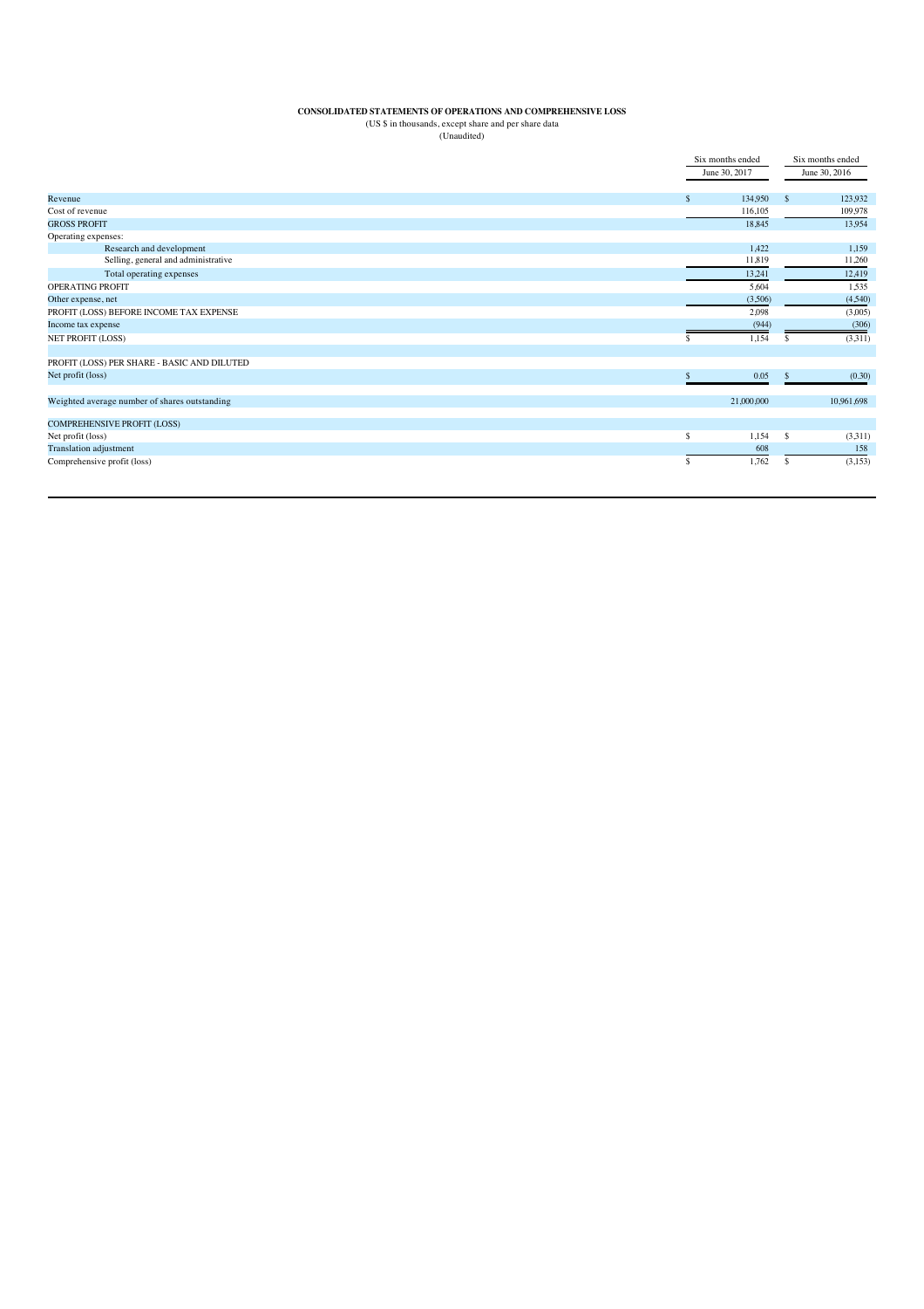**CONSOLIDATED STATEMENTS OF OPERATIONS AND COMPREHENSIVE LOSS**

(US $ in thousands, except share and per share data)

(Unaudited)

| | Six months ended June 30, 2017 | Six months ended June 30, 2016 |
|---|---|---|
| Revenue | $ 134,950 | $ 123,932 |
| Cost of revenue | 116,105 | 109,978 |
| GROSS PROFIT | 18,845 | 13,954 |
| Operating expenses: | | |
| Research and development | 1,422 | 1,159 |
| Selling, general and administrative | 11,819 | 11,260 |
| Total operating expenses | 13,241 | 12,419 |
| OPERATING PROFIT | 5,604 | 1,535 |
| Other expense, net | (3,506) | (4,540) |
| PROFIT (LOSS) BEFORE INCOME TAX EXPENSE | 2,098 | (3,005) |
| Income tax expense | (944) | (306) |
| NET PROFIT (LOSS) | $ 1,154 | $ (3,311) |
| | | |
| PROFIT (LOSS) PER SHARE - BASIC AND DILUTED | | |
| Net profit (loss) | $ 0.05 | $ (0.30) |
| | | |
| Weighted average number of shares outstanding | 21,000,000 | 10,961,698 |
| | | |
| COMPREHENSIVE PROFIT (LOSS) | | |
| Net profit (loss) | $ 1,154 | $ (3,311) |
| Translation adjustment | 608 | 158 |
| Comprehensive profit (loss) | $ 1,762 | $ (3,153) |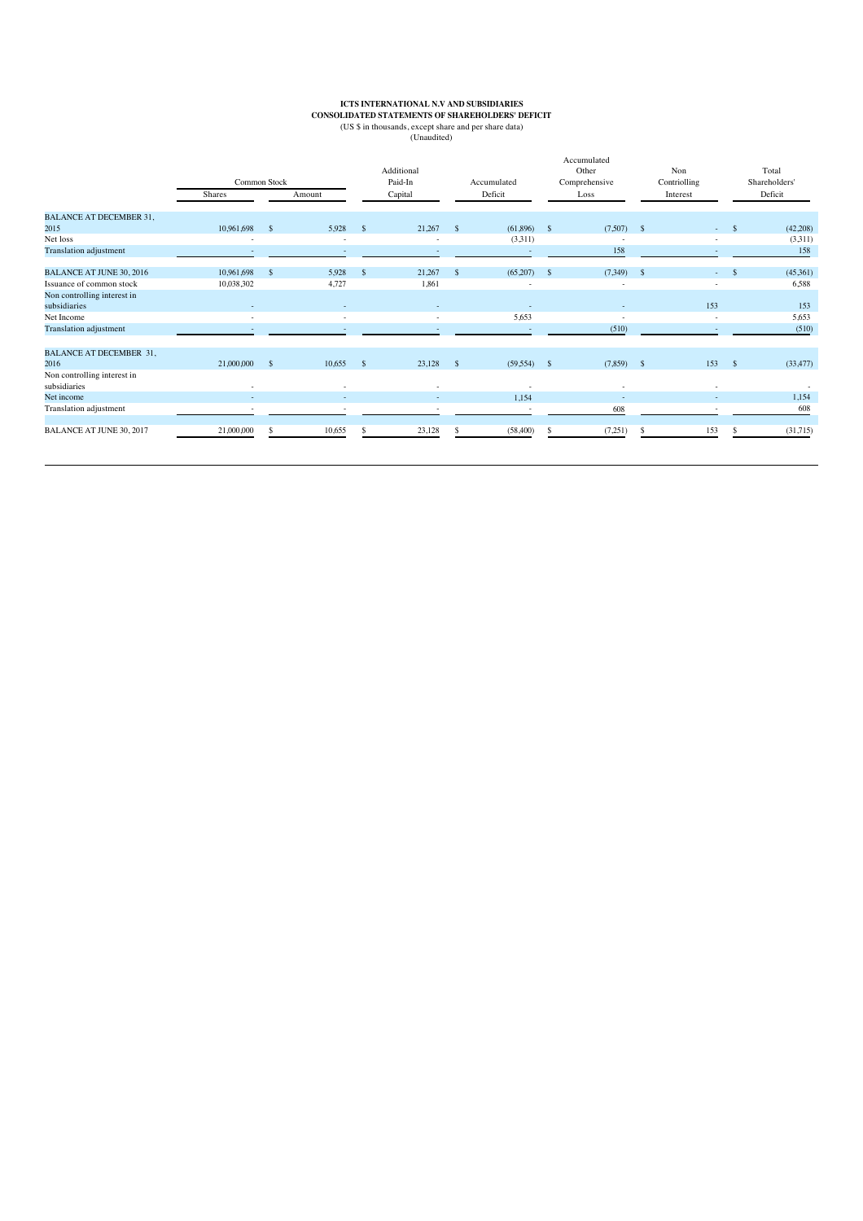**ICTS INTERNATIONAL N.V AND SUBSIDIARIES**
**CONSOLIDATED STATEMENTS OF SHAREHOLDERS' DEFICIT**
(US $ in thousands, except share and per share data)
(Unaudited)

| | Common Stock | | Additional Paid-In | Accumulated | Accumulated Other Comprehensive | Non Contriolling | Total Shareholders' |
|---|---|---|---|---|---|---|---|
| | Shares | Amount | Capital | Deficit | Loss | Interest | Deficit |
| BALANCE AT DECEMBER 31, 2015 | 10,961,698 | $ 5,928 | $ 21,267 | $ (61,896) | $ (7,507) | $ - | $ (42,208) |
| Net loss | - | - | - | (3,311) | - | - | (3,311) |
| Translation adjustment | - | - | - | - | 158 | - | 158 |
| BALANCE AT JUNE 30, 2016 | 10,961,698 | $ 5,928 | $ 21,267 | $ (65,207) | $ (7,349) | $ - | $ (45,361) |
| Issuance of common stock | 10,038,302 | 4,727 | 1,861 | - | - | - | 6,588 |
| Non controlling interest in subsidiaries | - | - | - | - | - | 153 | 153 |
| Net Income | - | - | - | 5,653 | - | - | 5,653 |
| Translation adjustment | - | - | - | - | (510) | - | (510) |
| BALANCE AT DECEMBER 31, 2016 | 21,000,000 | $ 10,655 | $ 23,128 | $ (59,554) | $ (7,859) | $ 153 | $ (33,477) |
| Non controlling interest in subsidiaries | - | - | - | - | - | - | - |
| Net income | - | - | - | 1,154 | - | - | 1,154 |
| Translation adjustment | - | - | - | - | 608 | - | 608 |
| BALANCE AT JUNE 30, 2017 | 21,000,000 | $ 10,655 | $ 23,128 | $ (58,400) | $ (7,251) | $ 153 | $ (31,715) |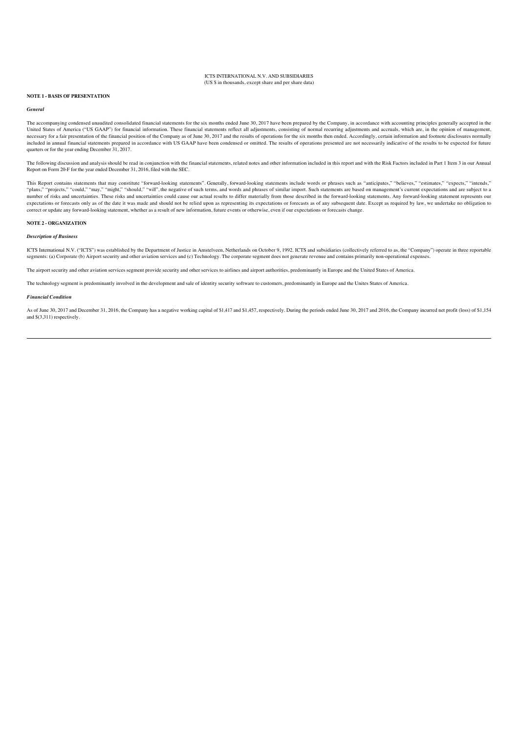ICTS INTERNATIONAL N.V. AND SUBSIDIARIES
(US $ in thousands, except share and per share data)

**NOTE 1 - BASIS OF PRESENTATION**

***General***

The accompanying condensed unaudited consolidated financial statements for the six months ended June 30, 2017 have been prepared by the Company, in accordance with accounting principles generally accepted in the United States of America ("US GAAP") for financial information. These financial statements reflect all adjustments, consisting of normal recurring adjustments and accruals, which are, in the opinion of management, necessary for a fair presentation of the financial position of the Company as of June 30, 2017 and the results of operations for the six months then ended. Accordingly, certain information and footnote disclosures normally included in annual financial statements prepared in accordance with US GAAP have been condensed or omitted. The results of operations presented are not necessarily indicative of the results to be expected for future quarters or for the year ending December 31, 2017.

The following discussion and analysis should be read in conjunction with the financial statements, related notes and other information included in this report and with the Risk Factors included in Part 1 Item 3 in our Annual Report on Form 20-F for the year ended December 31, 2016, filed with the SEC.

This Report contains statements that may constitute "forward-looking statements". Generally, forward-looking statements include words or phrases such as "anticipates," "believes," "estimates," "expects," "intends," "plans," "projects," "could," "may," "might," "should," "will", the negative of such terms, and words and phrases of similar import. Such statements are based on management's current expectations and are subject to a number of risks and uncertainties. These risks and uncertainties could cause our actual results to differ materially from those described in the forward-looking statements. Any forward-looking statement represents our expectations or forecasts only as of the date it was made and should not be relied upon as representing its expectations or forecasts as of any subsequent date. Except as required by law, we undertake no obligation to correct or update any forward-looking statement, whether as a result of new information, future events or otherwise, even if our expectations or forecasts change.

**NOTE 2 - ORGANIZATION**

***Description of Business***

ICTS International N.V. ("ICTS") was established by the Department of Justice in Amstelveen, Netherlands on October 9, 1992. ICTS and subsidiaries (collectively referred to as, the "Company") operate in three reportable segments: (a) Corporate (b) Airport security and other aviation services and (c) Technology. The corporate segment does not generate revenue and contains primarily non-operational expenses.

The airport security and other aviation services segment provide security and other services to airlines and airport authorities, predominantly in Europe and the United States of America.

The technology segment is predominantly involved in the development and sale of identity security software to customers, predominantly in Europe and the Unites States of America.

***Financial Condition***

As of June 30, 2017 and December 31, 2016, the Company has a negative working capital of $1,417 and $1,457, respectively. During the periods ended June 30, 2017 and 2016, the Company incurred net profit (loss) of $1,154 and $(3,311) respectively.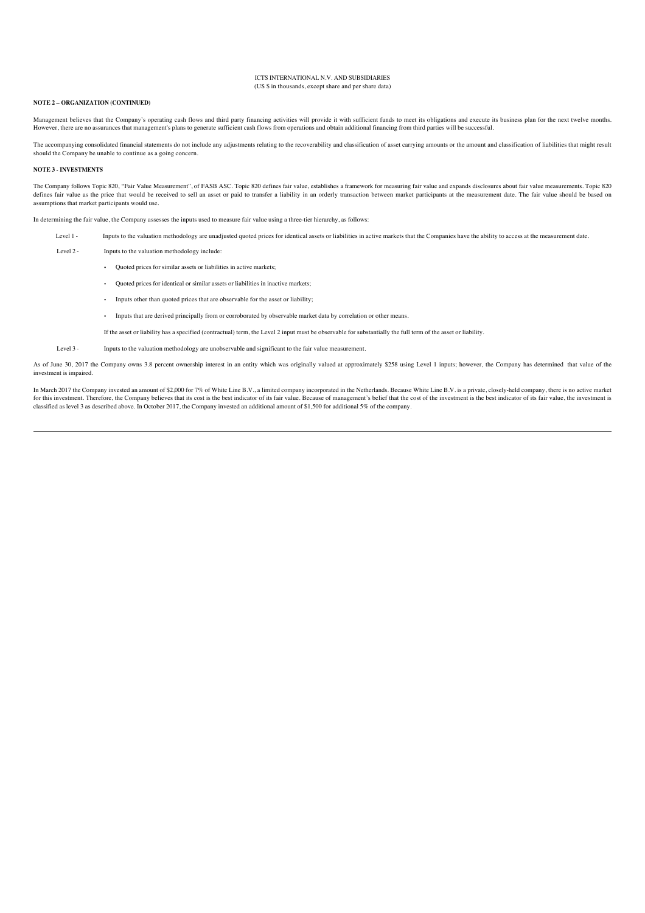**NOTE 2 – ORGANIZATION (CONTINUED)**

Management believes that the Company's operating cash flows and third party financing activities will provide it with sufficient funds to meet its obligations and execute its business plan for the next twelve months. However, there are no assurances that management's plans to generate sufficient cash flows from operations and obtain additional financing from third parties will be successful.

The accompanying consolidated financial statements do not include any adjustments relating to the recoverability and classification of asset carrying amounts or the amount and classification of liabilities that might result should the Company be unable to continue as a going concern.

**NOTE 3 - INVESTMENTS**

The Company follows Topic 820, "Fair Value Measurement", of FASB ASC. Topic 820 defines fair value, establishes a framework for measuring fair value and expands disclosures about fair value measurements. Topic 820 defines fair value as the price that would be received to sell an asset or paid to transfer a liability in an orderly transaction between market participants at the measurement date. The fair value should be based on assumptions that market participants would use.

In determining the fair value, the Company assesses the inputs used to measure fair value using a three-tier hierarchy, as follows:

Level 1 - Inputs to the valuation methodology are unadjusted quoted prices for identical assets or liabilities in active markets that the Companies have the ability to access at the measurement date.

Level 2 - Inputs to the valuation methodology include:

- Quoted prices for similar assets or liabilities in active markets;
- Quoted prices for identical or similar assets or liabilities in inactive markets;
- Inputs other than quoted prices that are observable for the asset or liability;
- Inputs that are derived principally from or corroborated by observable market data by correlation or other means.

If the asset or liability has a specified (contractual) term, the Level 2 input must be observable for substantially the full term of the asset or liability.

Level 3 - Inputs to the valuation methodology are unobservable and significant to the fair value measurement.

As of June 30, 2017 the Company owns 3.8 percent ownership interest in an entity which was originally valued at approximately $258 using Level 1 inputs; however, the Company has determined that value of the investment is impaired.

In March 2017 the Company invested an amount of $2,000 for 7% of White Line B.V., a limited company incorporated in the Netherlands. Because White Line B.V. is a private, closely-held company, there is no active market for this investment. Therefore, the Company believes that its cost is the best indicator of its fair value. Because of management's belief that the cost of the investment is the best indicator of its fair value, the investment is classified as level 3 as described above. In October 2017, the Company invested an additional amount of $1,500 for additional 5% of the company.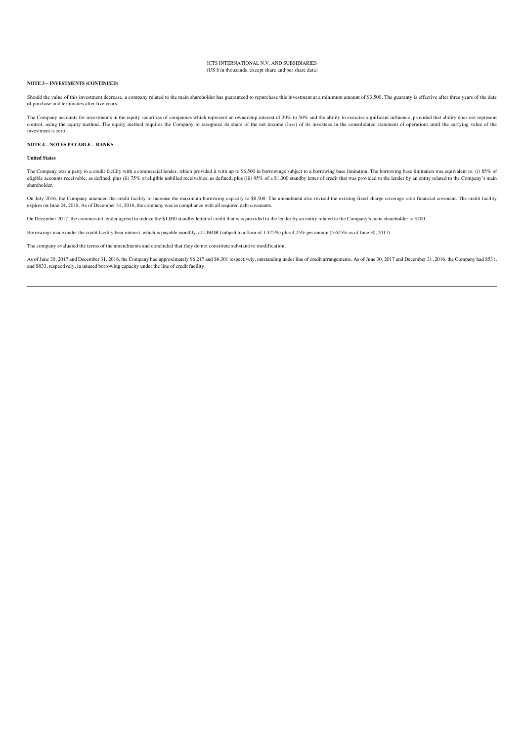ICTS INTERNATIONAL N.V. AND SUBSIDIARIES
(US $ in thousands, except share and per share data)

**NOTE 3 – INVESTMENTS (CONTINUED)**

Should the value of this investment decrease, a company related to the main shareholder has guaranteed to repurchase this investment at a minimum amount of $3,500. The guaranty is effective after three years of the date of purchase and terminates after five years.

The Company accounts for investments in the equity securities of companies which represent an ownership interest of 20% to 50% and the ability to exercise significant influence, provided that ability does not represent control, using the equity method. The equity method requires the Company to recognize its share of the net income (loss) of its investees in the consolidated statement of operations until the carrying value of the investment is zero.

**NOTE 4 – NOTES PAYABLE – BANKS**

**United States**

The Company was a party to a credit facility with a commercial lender, which provided it with up to $6,500 in borrowings subject to a borrowing base limitation. The borrowing base limitation was equivalent to: (i) 85% of eligible accounts receivable, as defined, plus (ii) 75% of eligible unbilled receivables, as defined, plus (iii) 95% of a $1,000 standby letter of credit that was provided to the lender by an entity related to the Company's main shareholder.

On July 2016, the Company amended the credit facility to increase the maximum borrowing capacity to $8,500. The amendment also revised the existing fixed charge coverage ratio financial covenant. The credit facility expires on June 24, 2018. As of December 31, 2016, the company was in compliance with all required debt covenants.

On December 2017, the commercial lender agreed to reduce the $1,000 standby letter of credit that was provided to the lender by an entity related to the Company's main shareholder to $700.

Borrowings made under the credit facility bear interest, which is payable monthly, at LIBOR (subject to a floor of 1.375%) plus 4.25% per annum (5.625% as of June 30, 2017).

The company evaluated the terms of the amendments and concluded that they do not constitute substantive modification.

As of June 30, 2017 and December 31, 2016, the Company had approximately $6,217 and $6,301 respectively, outstanding under line of credit arrangements. As of June 30, 2017 and December 31, 2016, the Company had $531, and $833, respectively, in unused borrowing capacity under the line of credit facility.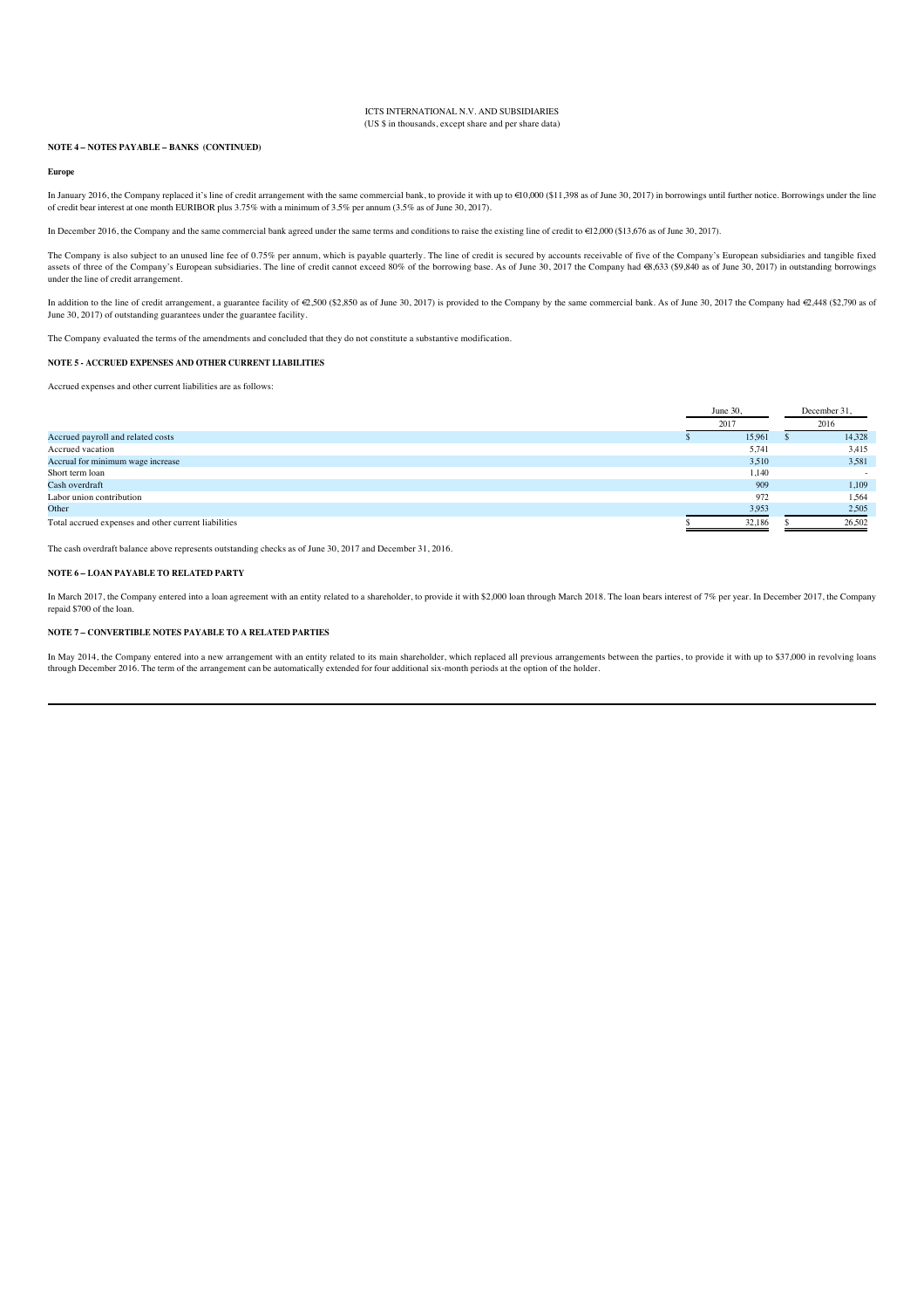ICTS INTERNATIONAL N.V. AND SUBSIDIARIES
(US $ in thousands, except share and per share data)

**NOTE 4 – NOTES PAYABLE – BANKS (CONTINUED)**

**Europe**

In January 2016, the Company replaced it's line of credit arrangement with the same commercial bank, to provide it with up to €10,000 ($11,398 as of June 30, 2017) in borrowings until further notice. Borrowings under the line of credit bear interest at one month EURIBOR plus 3.75% with a minimum of 3.5% per annum (3.5% as of June 30, 2017).

In December 2016, the Company and the same commercial bank agreed under the same terms and conditions to raise the existing line of credit to €12,000 ($13,676 as of June 30, 2017).

The Company is also subject to an unused line fee of 0.75% per annum, which is payable quarterly. The line of credit is secured by accounts receivable of five of the Company's European subsidiaries and tangible fixed assets of three of the Company's European subsidiaries. The line of credit cannot exceed 80% of the borrowing base. As of June 30, 2017 the Company had €8,633 ($9,840 as of June 30, 2017) in outstanding borrowings under the line of credit arrangement.

In addition to the line of credit arrangement, a guarantee facility of €2,500 ($2,850 as of June 30, 2017) is provided to the Company by the same commercial bank. As of June 30, 2017 the Company had €2,448 ($2,790 as of June 30, 2017) of outstanding guarantees under the guarantee facility.

The Company evaluated the terms of the amendments and concluded that they do not constitute a substantive modification.

**NOTE 5 - ACCRUED EXPENSES AND OTHER CURRENT LIABILITIES**

Accrued expenses and other current liabilities are as follows:

| | June 30, 2017 | December 31, 2016 |
|---|---|---|
| Accrued payroll and related costs | $ 15,961 | $ 14,328 |
| Accrued vacation | 5,741 | 3,415 |
| Accrual for minimum wage increase | 3,510 | 3,581 |
| Short term loan | 1,140 | - |
| Cash overdraft | 909 | 1,109 |
| Labor union contribution | 972 | 1,564 |
| Other | 3,953 | 2,505 |
| Total accrued expenses and other current liabilities | $ 32,186 | $ 26,502 |

The cash overdraft balance above represents outstanding checks as of June 30, 2017 and December 31, 2016.

**NOTE 6 – LOAN PAYABLE TO RELATED PARTY**

In March 2017, the Company entered into a loan agreement with an entity related to a shareholder, to provide it with $2,000 loan through March 2018. The loan bears interest of 7% per year. In December 2017, the Company repaid $700 of the loan.

**NOTE 7 – CONVERTIBLE NOTES PAYABLE TO A RELATED PARTIES**

In May 2014, the Company entered into a new arrangement with an entity related to its main shareholder, which replaced all previous arrangements between the parties, to provide it with up to $37,000 in revolving loans through December 2016. The term of the arrangement can be automatically extended for four additional six-month periods at the option of the holder.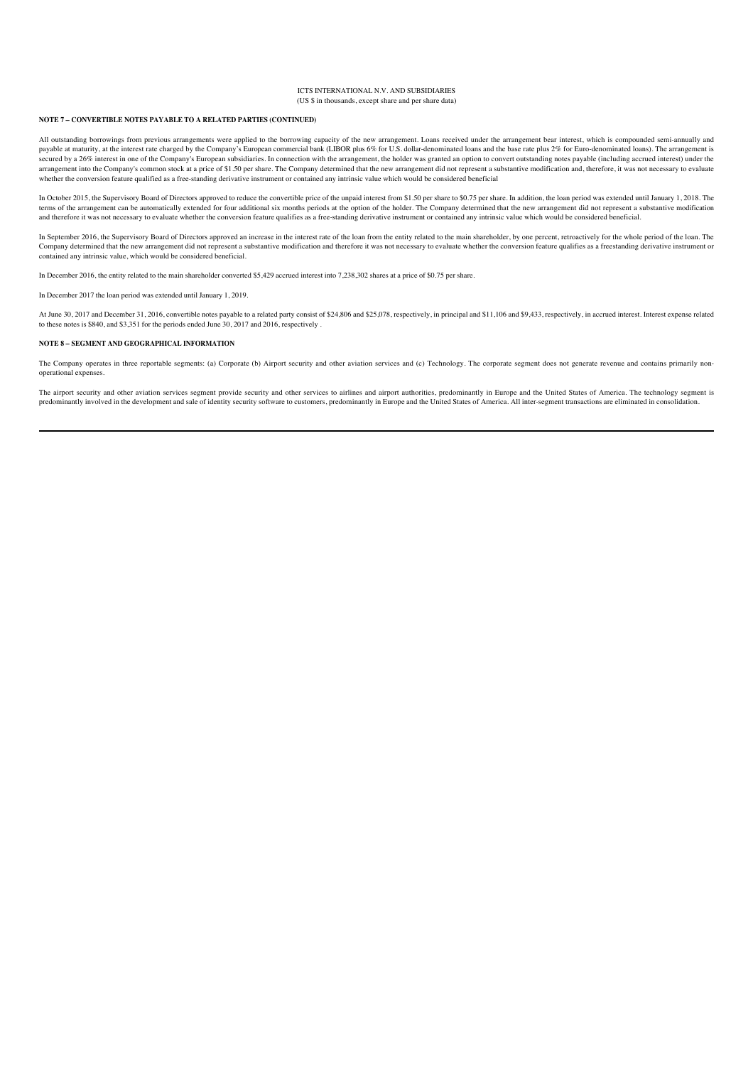ICTS INTERNATIONAL N.V. AND SUBSIDIARIES
(US $ in thousands, except share and per share data)

**NOTE 7 – CONVERTIBLE NOTES PAYABLE TO A RELATED PARTIES (CONTINUED)**

All outstanding borrowings from previous arrangements were applied to the borrowing capacity of the new arrangement. Loans received under the arrangement bear interest, which is compounded semi-annually and payable at maturity, at the interest rate charged by the Company's European commercial bank (LIBOR plus 6% for U.S. dollar-denominated loans and the base rate plus 2% for Euro-denominated loans). The arrangement is secured by a 26% interest in one of the Company's European subsidiaries. In connection with the arrangement, the holder was granted an option to convert outstanding notes payable (including accrued interest) under the arrangement into the Company's common stock at a price of $1.50 per share. The Company determined that the new arrangement did not represent a substantive modification and, therefore, it was not necessary to evaluate whether the conversion feature qualified as a free-standing derivative instrument or contained any intrinsic value which would be considered beneficial

In October 2015, the Supervisory Board of Directors approved to reduce the convertible price of the unpaid interest from $1.50 per share to $0.75 per share. In addition, the loan period was extended until January 1, 2018. The terms of the arrangement can be automatically extended for four additional six months periods at the option of the holder. The Company determined that the new arrangement did not represent a substantive modification and therefore it was not necessary to evaluate whether the conversion feature qualifies as a free-standing derivative instrument or contained any intrinsic value which would be considered beneficial.

In September 2016, the Supervisory Board of Directors approved an increase in the interest rate of the loan from the entity related to the main shareholder, by one percent, retroactively for the whole period of the loan. The Company determined that the new arrangement did not represent a substantive modification and therefore it was not necessary to evaluate whether the conversion feature qualifies as a freestanding derivative instrument or contained any intrinsic value, which would be considered beneficial.

In December 2016, the entity related to the main shareholder converted $5,429 accrued interest into 7,238,302 shares at a price of $0.75 per share.

In December 2017 the loan period was extended until January 1, 2019.

At June 30, 2017 and December 31, 2016, convertible notes payable to a related party consist of $24,806 and $25,078, respectively, in principal and $11,106 and $9,433, respectively, in accrued interest. Interest expense related to these notes is $840, and $3,351 for the periods ended June 30, 2017 and 2016, respectively .

**NOTE 8 – SEGMENT AND GEOGRAPHICAL INFORMATION**

The Company operates in three reportable segments: (a) Corporate (b) Airport security and other aviation services and (c) Technology. The corporate segment does not generate revenue and contains primarily non-operational expenses.

The airport security and other aviation services segment provide security and other services to airlines and airport authorities, predominantly in Europe and the United States of America. The technology segment is predominantly involved in the development and sale of identity security software to customers, predominantly in Europe and the United States of America. All inter-segment transactions are eliminated in consolidation.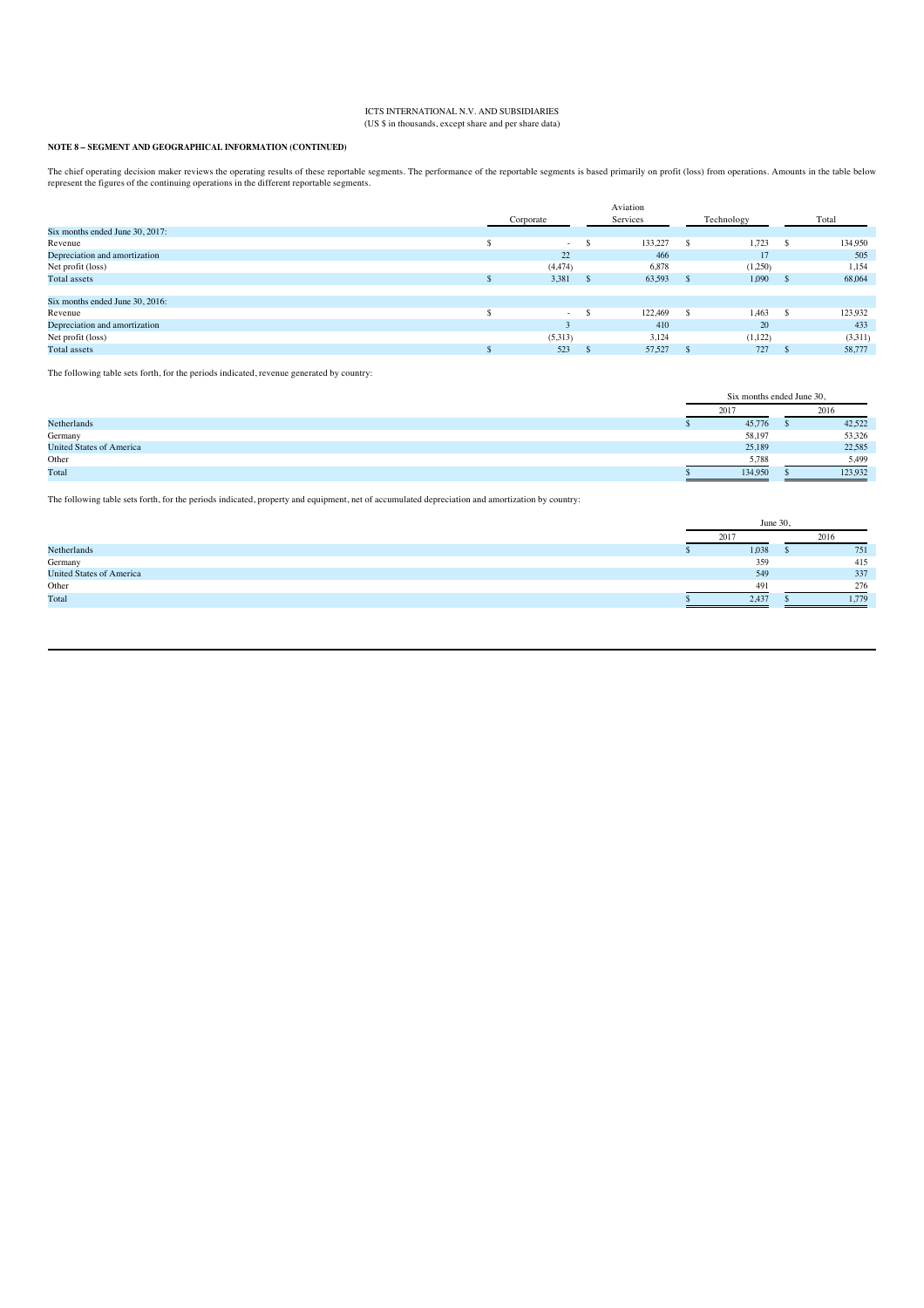ICTS INTERNATIONAL N.V. AND SUBSIDIARIES
(US $ in thousands, except share and per share data)

**NOTE 8 – SEGMENT AND GEOGRAPHICAL INFORMATION (CONTINUED)**

The chief operating decision maker reviews the operating results of these reportable segments. The performance of the reportable segments is based primarily on profit (loss) from operations. Amounts in the table below represent the figures of the continuing operations in the different reportable segments.

| | Corporate | Aviation Services | Technology | Total |
|---|---|---|---|---|
| Six months ended June 30, 2017: | | | | |
| Revenue | $ - | $ 133,227 | $ 1,723 | $ 134,950 |
| Depreciation and amortization | 22 | 466 | 17 | 505 |
| Net profit (loss) | (4,474) | 6,878 | (1,250) | 1,154 |
| Total assets | $ 3,381 | $ 63,593 | $ 1,090 | $ 68,064 |
| | | | | |
| Six months ended June 30, 2016: | | | | |
| Revenue | $ - | $ 122,469 | $ 1,463 | $ 123,932 |
| Depreciation and amortization | 3 | 410 | 20 | 433 |
| Net profit (loss) | (5,313) | 3,124 | (1,122) | (3,311) |
| Total assets | $ 523 | $ 57,527 | $ 727 | $ 58,777 |

The following table sets forth, for the periods indicated, revenue generated by country:

| | Six months ended June 30, | |
|---|---|---|
| | 2017 | 2016 |
| Netherlands | $ 45,776 | $ 42,522 |
| Germany | 58,197 | 53,326 |
| United States of America | 25,189 | 22,585 |
| Other | 5,788 | 5,499 |
| Total | $ 134,950 | $ 123,932 |

The following table sets forth, for the periods indicated, property and equipment, net of accumulated depreciation and amortization by country:

| | June 30, | |
|---|---|---|
| | 2017 | 2016 |
| Netherlands | $ 1,038 | $ 751 |
| Germany | 359 | 415 |
| United States of America | 549 | 337 |
| Other | 491 | 276 |
| Total | $ 2,437 | $ 1,779 |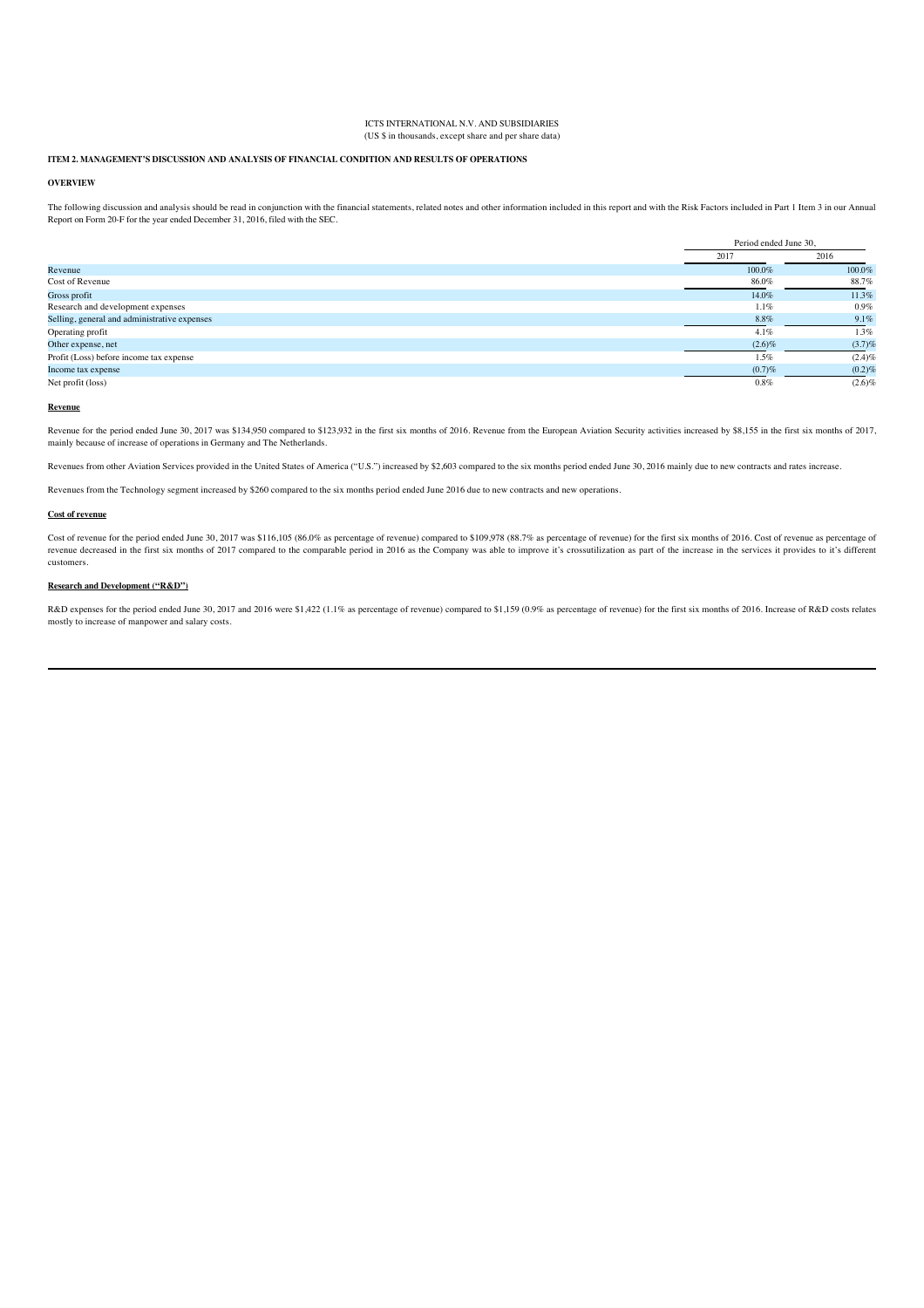ICTS INTERNATIONAL N.V. AND SUBSIDIARIES
(US $ in thousands, except share and per share data)

**ITEM 2. MANAGEMENT'S DISCUSSION AND ANALYSIS OF FINANCIAL CONDITION AND RESULTS OF OPERATIONS**

**OVERVIEW**

The following discussion and analysis should be read in conjunction with the financial statements, related notes and other information included in this report and with the Risk Factors included in Part 1 Item 3 in our Annual Report on Form 20-F for the year ended December 31, 2016, filed with the SEC.

| | Period ended June 30, | |
|---|---|---|
| | 2017 | 2016 |
| Revenue | 100.0% | 100.0% |
| Cost of Revenue | 86.0% | 88.7% |
| Gross profit | 14.0% | 11.3% |
| Research and development expenses | 1.1% | 0.9% |
| Selling, general and administrative expenses | 8.8% | 9.1% |
| Operating profit | 4.1% | 1.3% |
| Other expense, net | (2.6)% | (3.7)% |
| Profit (Loss) before income tax expense | 1.5% | (2.4)% |
| Income tax expense | (0.7)% | (0.2)% |
| Net profit (loss) | 0.8% | (2.6)% |

**Revenue**

Revenue for the period ended June 30, 2017 was $134,950 compared to $123,932 in the first six months of 2016. Revenue from the European Aviation Security activities increased by $8,155 in the first six months of 2017, mainly because of increase of operations in Germany and The Netherlands.

Revenues from other Aviation Services provided in the United States of America ("U.S.") increased by $2,603 compared to the six months period ended June 30, 2016 mainly due to new contracts and rates increase.

Revenues from the Technology segment increased by $260 compared to the six months period ended June 2016 due to new contracts and new operations.

**Cost of revenue**

Cost of revenue for the period ended June 30, 2017 was $116,105 (86.0% as percentage of revenue) compared to $109,978 (88.7% as percentage of revenue) for the first six months of 2016. Cost of revenue as percentage of revenue decreased in the first six months of 2017 compared to the comparable period in 2016 as the Company was able to improve it's crossutilization as part of the increase in the services it provides to it's different customers.

**Research and Development ("R&D")**

R&D expenses for the period ended June 30, 2017 and 2016 were $1,422 (1.1% as percentage of revenue) compared to $1,159 (0.9% as percentage of revenue) for the first six months of 2016. Increase of R&D costs relates mostly to increase of manpower and salary costs.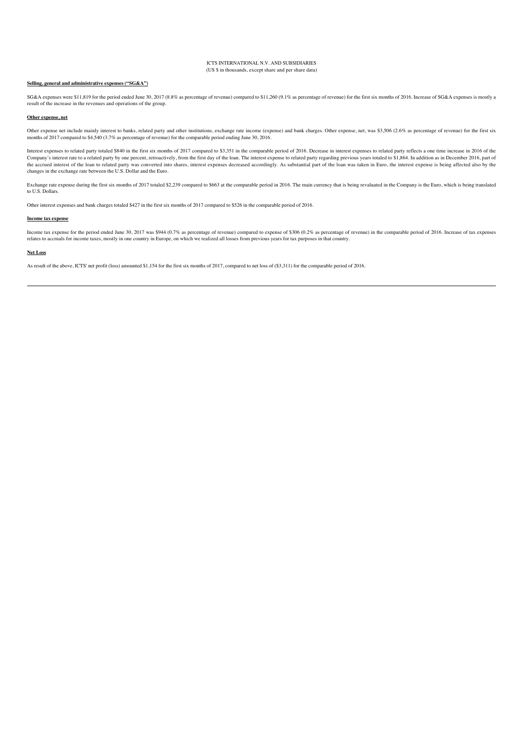ICTS INTERNATIONAL N.V. AND SUBSIDIARIES
(US $ in thousands, except share and per share data)

**Selling, general and administrative expenses ("SG&A")**

SG&A expenses were $11,819 for the period ended June 30, 2017 (8.8% as percentage of revenue) compared to $11,260 (9.1% as percentage of revenue) for the first six months of 2016. Increase of SG&A expenses is mostly a result of the increase in the revenues and operations of the group.

**Other expense, net**

Other expense net include mainly interest to banks, related party and other institutions, exchange rate income (expense) and bank charges. Other expense, net, was $3,506 (2.6% as percentage of revenue) for the first six months of 2017 compared to $4,540 (3.7% as percentage of revenue) for the comparable period ending June 30, 2016.

Interest expenses to related party totaled $840 in the first six months of 2017 compared to $3,351 in the comparable period of 2016. Decrease in interest expenses to related party reflects a one time increase in 2016 of the Company's interest rate to a related party by one percent, retroactively, from the first day of the loan. The interest expense to related party regarding previous years totaled to $1,864. In addition as in December 2016, part of the accrued interest of the loan to related party was converted into shares, interest expenses decreased accordingly. As substantial part of the loan was taken in Euro, the interest expense is being affected also by the changes in the exchange rate between the U.S. Dollar and the Euro.

Exchange rate expense during the first six months of 2017 totaled $2,239 compared to $663 at the comparable period in 2016. The main currency that is being revaluated in the Company is the Euro, which is being translated to U.S. Dollars.

Other interest expenses and bank charges totaled $427 in the first six months of 2017 compared to $526 in the comparable period of 2016.

**Income tax expense**

Income tax expense for the period ended June 30, 2017 was $944 (0.7% as percentage of revenue) compared to expense of $306 (0.2% as percentage of revenue) in the comparable period of 2016. Increase of tax expenses relates to accruals for income taxes, mostly in one country in Europe, on which we realized all losses from previous years for tax purposes in that country.

**Net Loss**

As result of the above, ICTS' net profit (loss) amounted $1,154 for the first six months of 2017, compared to net loss of ($3,311) for the comparable period of 2016.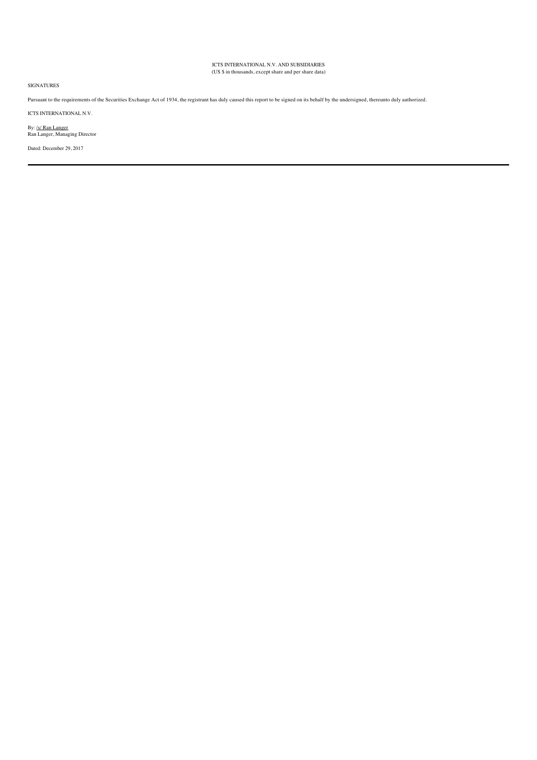SIGNATURES

Pursuant to the requirements of the Securities Exchange Act of 1934, the registrant has duly caused this report to be signed on its behalf by the undersigned, thereunto duly authorized.

ICTS INTERNATIONAL N.V.

By: /s/ Ran Langer
Ran Langer, Managing Director

Dated: December 29, 2017